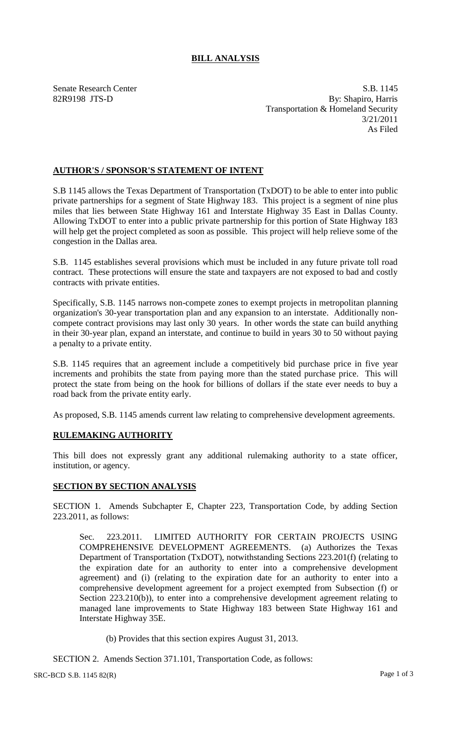# BILL ANALYSIS

Senate Research Center
82R9198 JTS-D

S.B. 1145
By: Shapiro, Harris
Transportation & Homeland Security
3/21/2011
As Filed

## AUTHOR'S / SPONSOR'S STATEMENT OF INTENT

S.B 1145 allows the Texas Department of Transportation (TxDOT) to be able to enter into public private partnerships for a segment of State Highway 183. This project is a segment of nine plus miles that lies between State Highway 161 and Interstate Highway 35 East in Dallas County. Allowing TxDOT to enter into a public private partnership for this portion of State Highway 183 will help get the project completed as soon as possible. This project will help relieve some of the congestion in the Dallas area.

S.B. 1145 establishes several provisions which must be included in any future private toll road contract. These protections will ensure the state and taxpayers are not exposed to bad and costly contracts with private entities.

Specifically, S.B. 1145 narrows non-compete zones to exempt projects in metropolitan planning organization's 30-year transportation plan and any expansion to an interstate. Additionally non-compete contract provisions may last only 30 years. In other words the state can build anything in their 30-year plan, expand an interstate, and continue to build in years 30 to 50 without paying a penalty to a private entity.

S.B. 1145 requires that an agreement include a competitively bid purchase price in five year increments and prohibits the state from paying more than the stated purchase price. This will protect the state from being on the hook for billions of dollars if the state ever needs to buy a road back from the private entity early.

As proposed, S.B. 1145 amends current law relating to comprehensive development agreements.

## RULEMAKING AUTHORITY

This bill does not expressly grant any additional rulemaking authority to a state officer, institution, or agency.

## SECTION BY SECTION ANALYSIS

SECTION 1. Amends Subchapter E, Chapter 223, Transportation Code, by adding Section 223.2011, as follows:

Sec. 223.2011. LIMITED AUTHORITY FOR CERTAIN PROJECTS USING COMPREHENSIVE DEVELOPMENT AGREEMENTS. (a) Authorizes the Texas Department of Transportation (TxDOT), notwithstanding Sections 223.201(f) (relating to the expiration date for an authority to enter into a comprehensive development agreement) and (i) (relating to the expiration date for an authority to enter into a comprehensive development agreement for a project exempted from Subsection (f) or Section 223.210(b)), to enter into a comprehensive development agreement relating to managed lane improvements to State Highway 183 between State Highway 161 and Interstate Highway 35E.

(b) Provides that this section expires August 31, 2013.

SECTION 2. Amends Section 371.101, Transportation Code, as follows: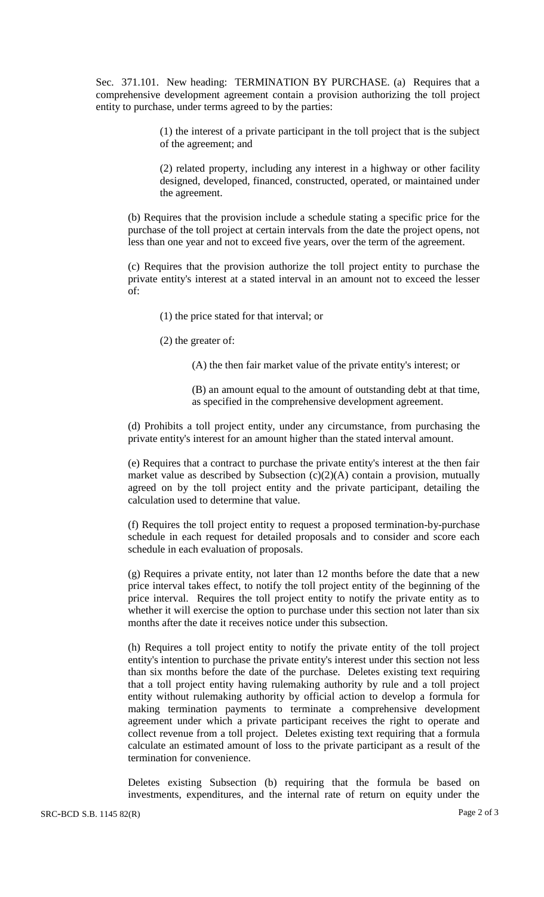Sec. 371.101. New heading: TERMINATION BY PURCHASE. (a) Requires that a comprehensive development agreement contain a provision authorizing the toll project entity to purchase, under terms agreed to by the parties:

> (1) the interest of a private participant in the toll project that is the subject of the agreement; and
>
> (2) related property, including any interest in a highway or other facility designed, developed, financed, constructed, operated, or maintained under the agreement.

(b) Requires that the provision include a schedule stating a specific price for the purchase of the toll project at certain intervals from the date the project opens, not less than one year and not to exceed five years, over the term of the agreement.

(c) Requires that the provision authorize the toll project entity to purchase the private entity's interest at a stated interval in an amount not to exceed the lesser of:

> (1) the price stated for that interval; or
>
> (2) the greater of:
>
> > (A) the then fair market value of the private entity's interest; or
> >
> > (B) an amount equal to the amount of outstanding debt at that time, as specified in the comprehensive development agreement.

(d) Prohibits a toll project entity, under any circumstance, from purchasing the private entity's interest for an amount higher than the stated interval amount.

(e) Requires that a contract to purchase the private entity's interest at the then fair market value as described by Subsection (c)(2)(A) contain a provision, mutually agreed on by the toll project entity and the private participant, detailing the calculation used to determine that value.

(f) Requires the toll project entity to request a proposed termination-by-purchase schedule in each request for detailed proposals and to consider and score each schedule in each evaluation of proposals.

(g) Requires a private entity, not later than 12 months before the date that a new price interval takes effect, to notify the toll project entity of the beginning of the price interval. Requires the toll project entity to notify the private entity as to whether it will exercise the option to purchase under this section not later than six months after the date it receives notice under this subsection.

(h) Requires a toll project entity to notify the private entity of the toll project entity's intention to purchase the private entity's interest under this section not less than six months before the date of the purchase. Deletes existing text requiring that a toll project entity having rulemaking authority by rule and a toll project entity without rulemaking authority by official action to develop a formula for making termination payments to terminate a comprehensive development agreement under which a private participant receives the right to operate and collect revenue from a toll project. Deletes existing text requiring that a formula calculate an estimated amount of loss to the private participant as a result of the termination for convenience.

Deletes existing Subsection (b) requiring that the formula be based on investments, expenditures, and the internal rate of return on equity under the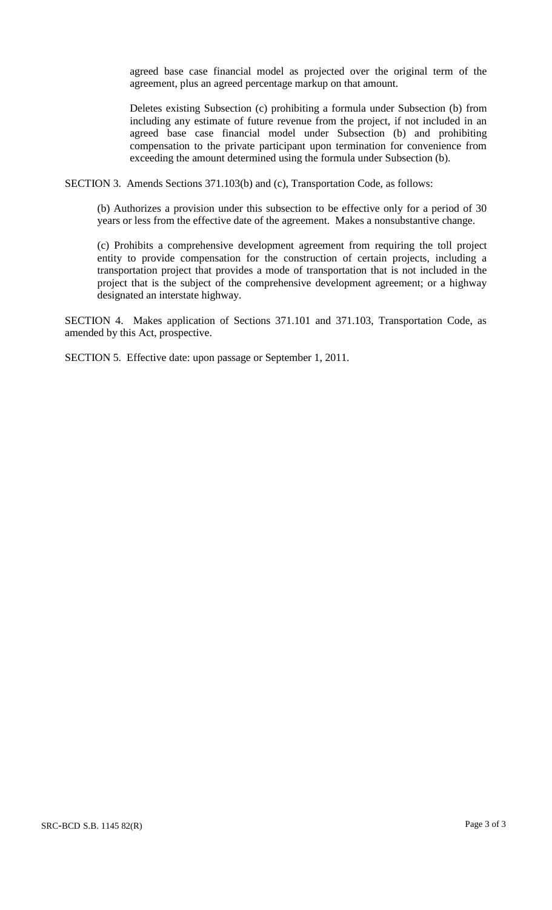agreed base case financial model as projected over the original term of the agreement, plus an agreed percentage markup on that amount.

Deletes existing Subsection (c) prohibiting a formula under Subsection (b) from including any estimate of future revenue from the project, if not included in an agreed base case financial model under Subsection (b) and prohibiting compensation to the private participant upon termination for convenience from exceeding the amount determined using the formula under Subsection (b).

SECTION 3. Amends Sections 371.103(b) and (c), Transportation Code, as follows:

(b) Authorizes a provision under this subsection to be effective only for a period of 30 years or less from the effective date of the agreement. Makes a nonsubstantive change.

(c) Prohibits a comprehensive development agreement from requiring the toll project entity to provide compensation for the construction of certain projects, including a transportation project that provides a mode of transportation that is not included in the project that is the subject of the comprehensive development agreement; or a highway designated an interstate highway.

SECTION 4. Makes application of Sections 371.101 and 371.103, Transportation Code, as amended by this Act, prospective.

SECTION 5. Effective date: upon passage or September 1, 2011.

SRC-BCD S.B. 1145 82(R)